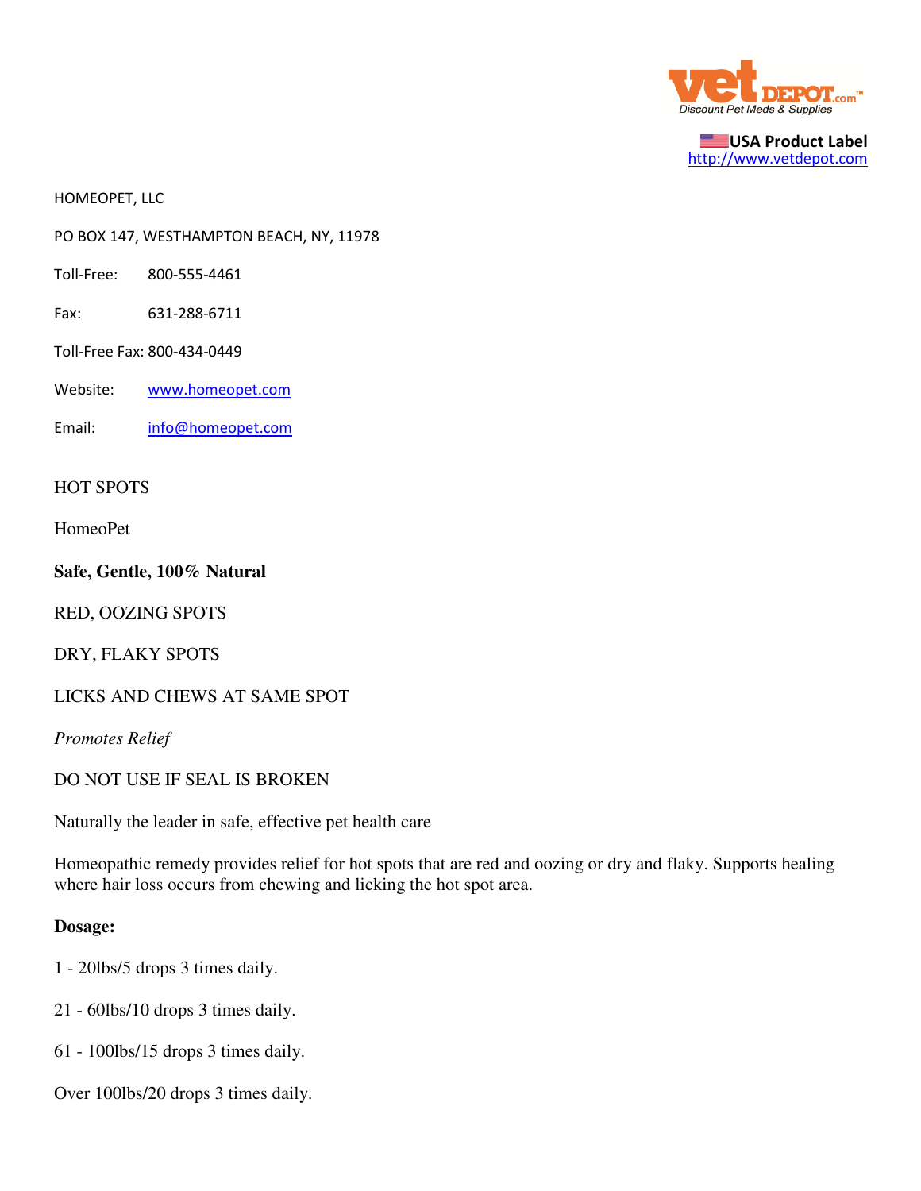vet DEPOT.com™
Discount Pet Meds & Supplies

**USA Product Label**
http://www.vetdepot.com

HOMEOPET, LLC

PO BOX 147, WESTHAMPTON BEACH, NY, 11978

Toll-Free: 800-555-4461

Fax: 631-288-6711

Toll-Free Fax: 800-434-0449

Website: www.homeopet.com

Email: info@homeopet.com

HOT SPOTS

HomeoPet

**Safe, Gentle, 100% Natural**

RED, OOZING SPOTS

DRY, FLAKY SPOTS

LICKS AND CHEWS AT SAME SPOT

*Promotes Relief*

DO NOT USE IF SEAL IS BROKEN

Naturally the leader in safe, effective pet health care

Homeopathic remedy provides relief for hot spots that are red and oozing or dry and flaky. Supports healing where hair loss occurs from chewing and licking the hot spot area.

**Dosage:**

1 - 20lbs/5 drops 3 times daily.

21 - 60lbs/10 drops 3 times daily.

61 - 100lbs/15 drops 3 times daily.

Over 100lbs/20 drops 3 times daily.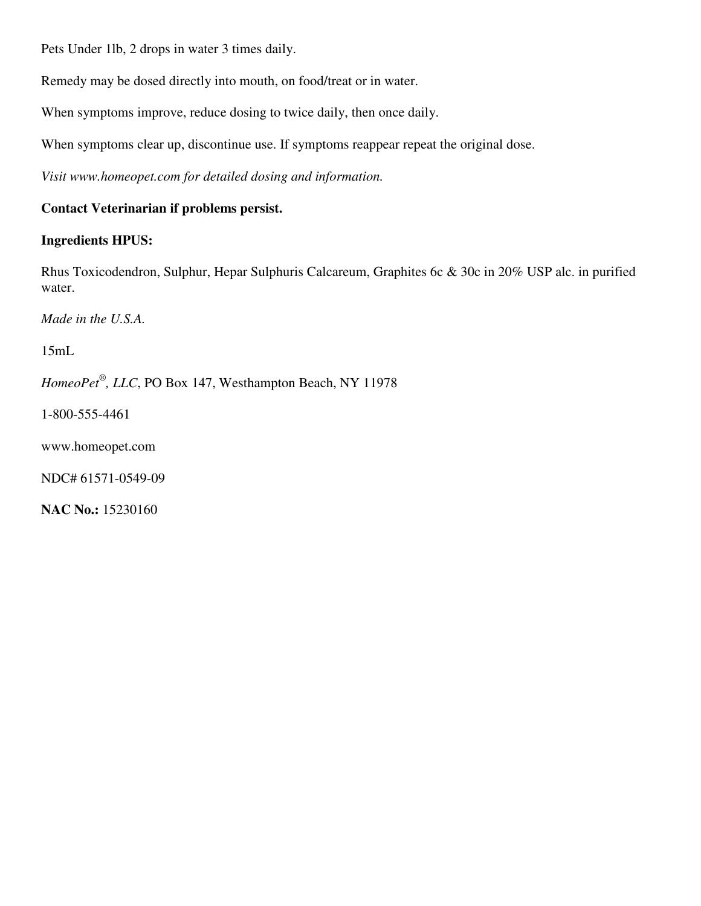Pets Under 1lb, 2 drops in water 3 times daily.

Remedy may be dosed directly into mouth, on food/treat or in water.

When symptoms improve, reduce dosing to twice daily, then once daily.

When symptoms clear up, discontinue use. If symptoms reappear repeat the original dose.

*Visit www.homeopet.com for detailed dosing and information.*

**Contact Veterinarian if problems persist.**

**Ingredients HPUS:**

Rhus Toxicodendron, Sulphur, Hepar Sulphuris Calcareum, Graphites 6c & 30c in 20% USP alc. in purified water.

*Made in the U.S.A.*

15mL

*HomeoPet®, LLC*, PO Box 147, Westhampton Beach, NY 11978

1-800-555-4461

www.homeopet.com

NDC# 61571-0549-09

**NAC No.:** 15230160